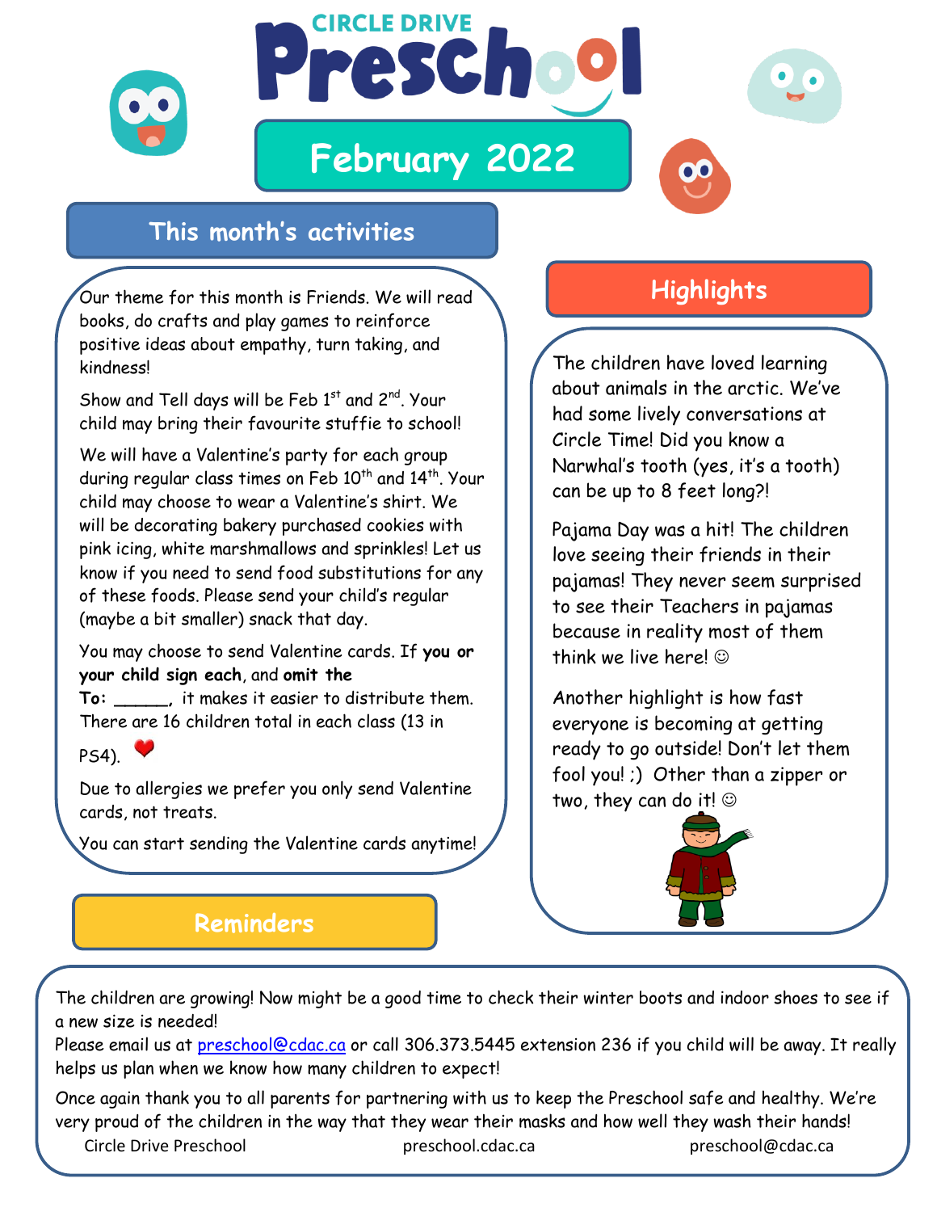CIRCLE DRIVE

# Preschool

## February 2022

## This month's activities

Our theme for this month is Friends. We will read books, do crafts and play games to reinforce positive ideas about empathy, turn taking, and kindness!

Show and Tell days will be Feb 1st and 2nd. Your child may bring their favourite stuffie to school!

We will have a Valentine's party for each group during regular class times on Feb 10th and 14th. Your child may choose to wear a Valentine's shirt. We will be decorating bakery purchased cookies with pink icing, white marshmallows and sprinkles! Let us know if you need to send food substitutions for any of these foods. Please send your child's regular (maybe a bit smaller) snack that day.

You may choose to send Valentine cards. If **you or your child sign each**, and **omit the To: ______**, it makes it easier to distribute them. There are 16 children total in each class (13 in PS4). ❤

Due to allergies we prefer you only send Valentine cards, not treats.

You can start sending the Valentine cards anytime!

## Highlights

The children have loved learning about animals in the arctic. We've had some lively conversations at Circle Time! Did you know a Narwhal's tooth (yes, it's a tooth) can be up to 8 feet long?!

Pajama Day was a hit! The children love seeing their friends in their pajamas! They never seem surprised to see their Teachers in pajamas because in reality most of them think we live here! ☺

Another highlight is how fast everyone is becoming at getting ready to go outside! Don't let them fool you! ;) Other than a zipper or two, they can do it! ☺

## Reminders

The children are growing! Now might be a good time to check their winter boots and indoor shoes to see if a new size is needed!

Please email us at preschool@cdac.ca or call 306.373.5445 extension 236 if you child will be away. It really helps us plan when we know how many children to expect!

Once again thank you to all parents for partnering with us to keep the Preschool safe and healthy. We're very proud of the children in the way that they wear their masks and how well they wash their hands!

Circle Drive Preschool preschool.cdac.ca preschool@cdac.ca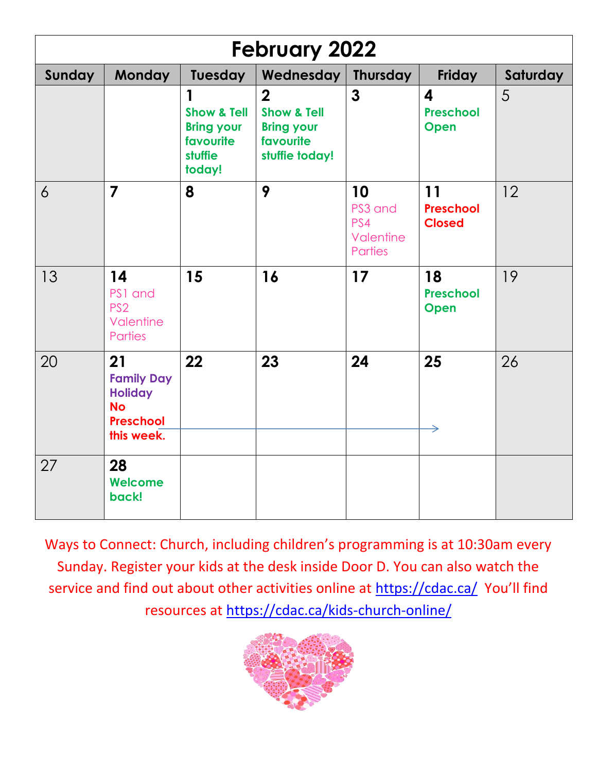# February 2022

| Sunday | Monday | Tuesday | Wednesday | Thursday | Friday | Saturday |
|---|---|---|---|---|---|---|
| | | **1** **Show & Tell Bring your favourite stuffie today!** | **2** **Show & Tell Bring your favourite stuffie today!** | **3** | **4** **Preschool Open** | 5 |
| 6 | **7** | **8** | **9** | **10** PS3 and PS4 Valentine Parties | **11** **Preschool Closed** | 12 |
| 13 | **14** PS1 and PS2 Valentine Parties | **15** | **16** | **17** | **18** **Preschool Open** | 19 |
| 20 | **21** **Family Day Holiday** **No Preschool this week.** → | **22** | **23** | **24** | **25** | 26 |
| 27 | **28** **Welcome back!** | | | | | |

Ways to Connect: Church, including children's programming is at 10:30am every Sunday. Register your kids at the desk inside Door D. You can also watch the service and find out about other activities online at https://cdac.ca/ You'll find resources at https://cdac.ca/kids-church-online/